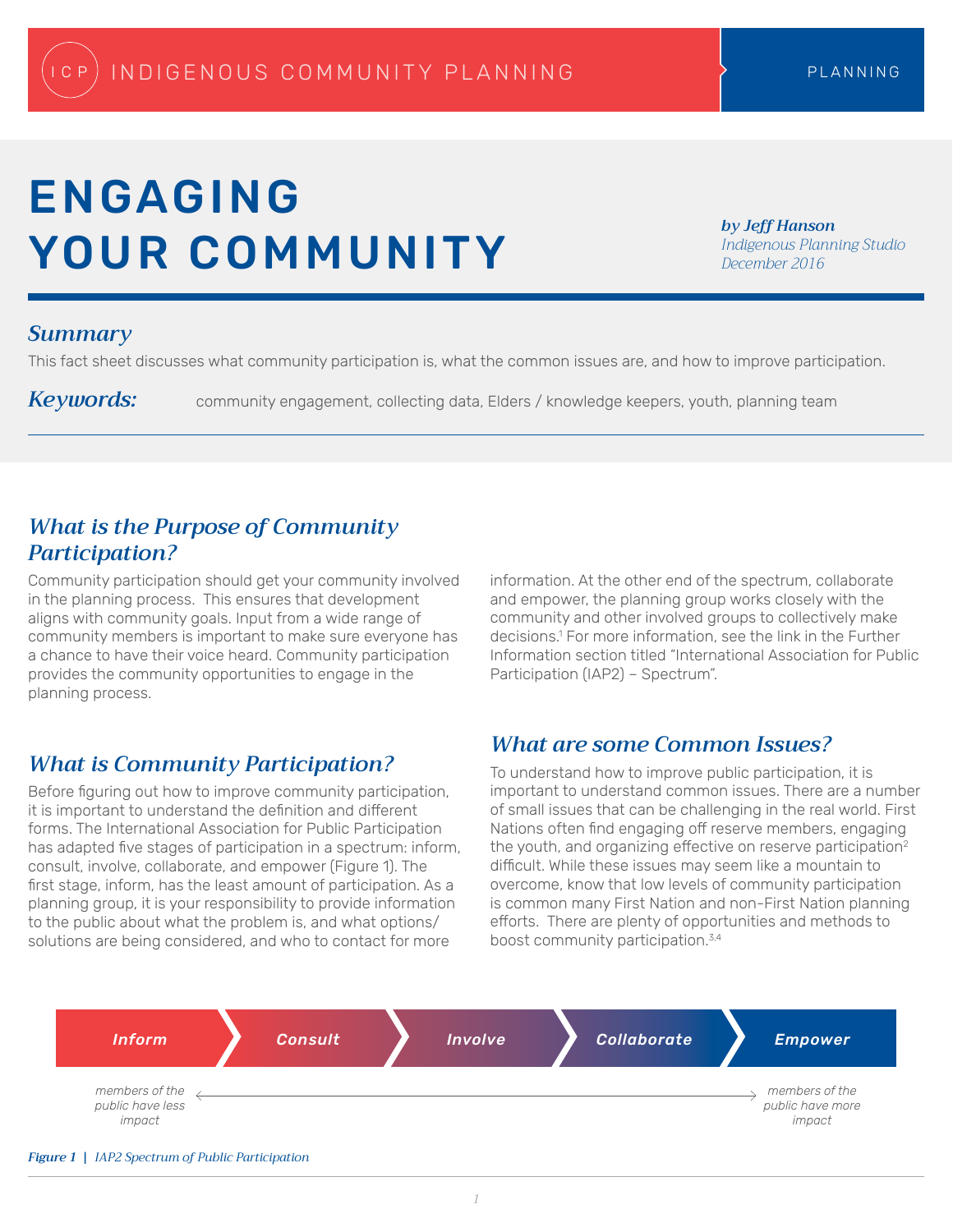INDIGENOUS COMMUNITY PLANNING — PLANNING

# ENGAGING YOUR COMMUNITY

***by Jeff Hanson***
*Indigenous Planning Studio*
*December 2016*

## *Summary*

This fact sheet discusses what community participation is, what the common issues are, and how to improve participation.

***Keywords:*** community engagement, collecting data, Elders / knowledge keepers, youth, planning team

## *What is the Purpose of Community Participation?*

Community participation should get your community involved in the planning process. This ensures that development aligns with community goals. Input from a wide range of community members is important to make sure everyone has a chance to have their voice heard. Community participation provides the community opportunities to engage in the planning process.

## *What is Community Participation?*

Before figuring out how to improve community participation, it is important to understand the definition and different forms. The International Association for Public Participation has adapted five stages of participation in a spectrum: inform, consult, involve, collaborate, and empower (Figure 1). The first stage, inform, has the least amount of participation. As a planning group, it is your responsibility to provide information to the public about what the problem is, and what options/ solutions are being considered, and who to contact for more information. At the other end of the spectrum, collaborate and empower, the planning group works closely with the community and other involved groups to collectively make decisions.[1] For more information, see the link in the Further Information section titled "International Association for Public Participation (IAP2) – Spectrum".

## *What are some Common Issues?*

To understand how to improve public participation, it is important to understand common issues. There are a number of small issues that can be challenging in the real world. First Nations often find engaging off reserve members, engaging the youth, and organizing effective on reserve participation[2] difficult. While these issues may seem like a mountain to overcome, know that low levels of community participation is common many First Nation and non-First Nation planning efforts. There are plenty of opportunities and methods to boost community participation.[3,4]

**Inform → Consult → Involve → Collaborate → Empower**

*members of the public have less impact* ⟷ *members of the public have more impact*

***Figure 1*** | *IAP2 Spectrum of Public Participation*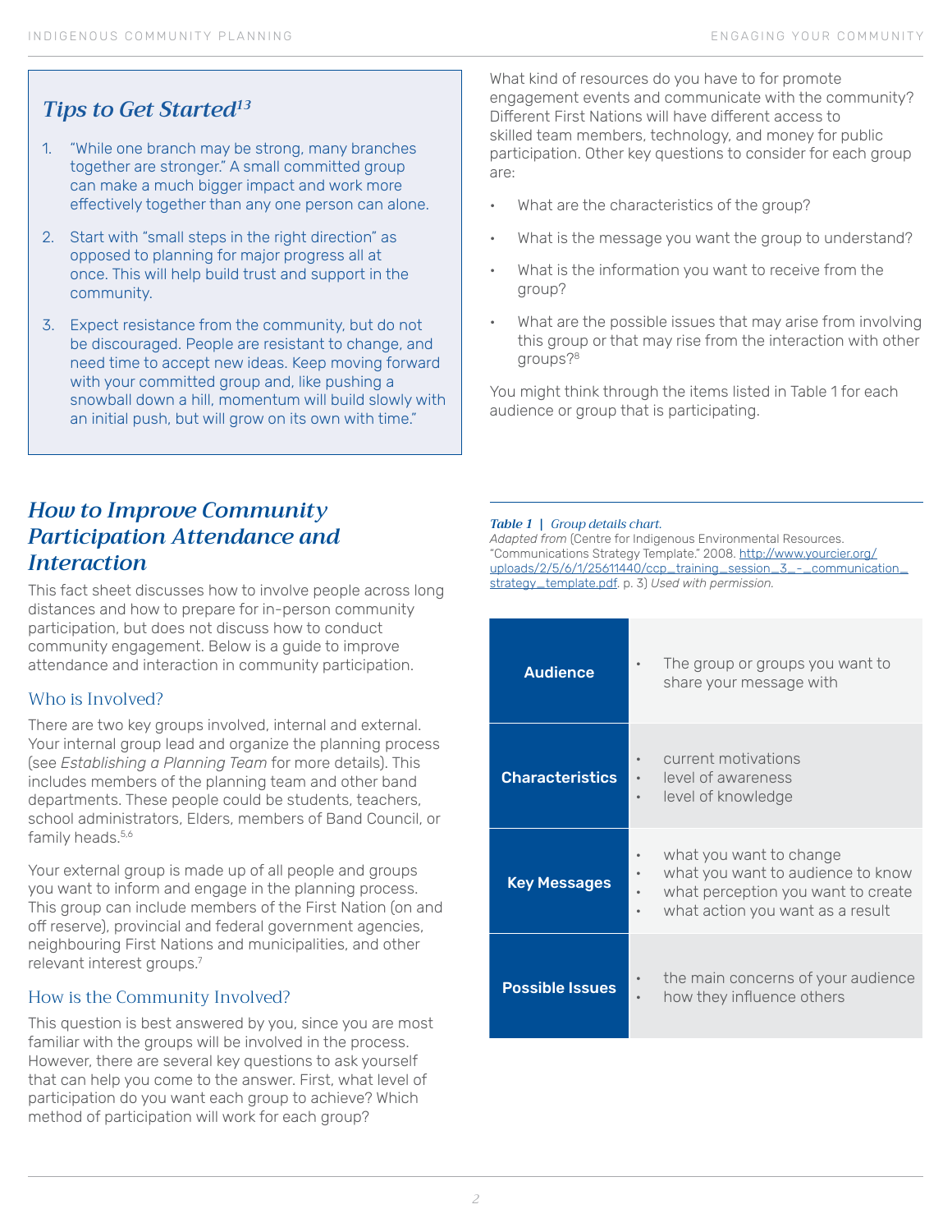## Tips to Get Started[13]

1. "While one branch may be strong, many branches together are stronger." A small committed group can make a much bigger impact and work more effectively together than any one person can alone.
2. Start with "small steps in the right direction" as opposed to planning for major progress all at once. This will help build trust and support in the community.
3. Expect resistance from the community, but do not be discouraged. People are resistant to change, and need time to accept new ideas. Keep moving forward with your committed group and, like pushing a snowball down a hill, momentum will build slowly with an initial push, but will grow on its own with time."

## *How to Improve Community Participation Attendance and Interaction*

This fact sheet discusses how to involve people across long distances and how to prepare for in-person community participation, but does not discuss how to conduct community engagement. Below is a guide to improve attendance and interaction in community participation.

### Who is Involved?

There are two key groups involved, internal and external. Your internal group lead and organize the planning process (see *Establishing a Planning Team* for more details). This includes members of the planning team and other band departments. These people could be students, teachers, school administrators, Elders, members of Band Council, or family heads.[5,6]

Your external group is made up of all people and groups you want to inform and engage in the planning process. This group can include members of the First Nation (on and off reserve), provincial and federal government agencies, neighbouring First Nations and municipalities, and other relevant interest groups.[7]

### How is the Community Involved?

This question is best answered by you, since you are most familiar with the groups will be involved in the process. However, there are several key questions to ask yourself that can help you come to the answer. First, what level of participation do you want each group to achieve? Which method of participation will work for each group?

What kind of resources do you have to for promote engagement events and communicate with the community? Different First Nations will have different access to skilled team members, technology, and money for public participation. Other key questions to consider for each group are:

- What are the characteristics of the group?
- What is the message you want the group to understand?
- What is the information you want to receive from the group?
- What are the possible issues that may arise from involving this group or that may rise from the interaction with other groups?[8]

You might think through the items listed in Table 1 for each audience or group that is participating.

*Table 1 | Group details chart.*
*Adapted from* (Centre for Indigenous Environmental Resources. "Communications Strategy Template." 2008. http://www.yourcier.org/uploads/2/5/6/1/25611440/ccp_training_session_3_-_communication_strategy_template.pdf. p. 3) *Used with permission.*

| | |
|---|---|
| **Audience** | • The group or groups you want to share your message with |
| **Characteristics** | • current motivations<br>• level of awareness<br>• level of knowledge |
| **Key Messages** | • what you want to change<br>• what you want to audience to know<br>• what perception you want to create<br>• what action you want as a result |
| **Possible Issues** | • the main concerns of your audience<br>• how they influence others |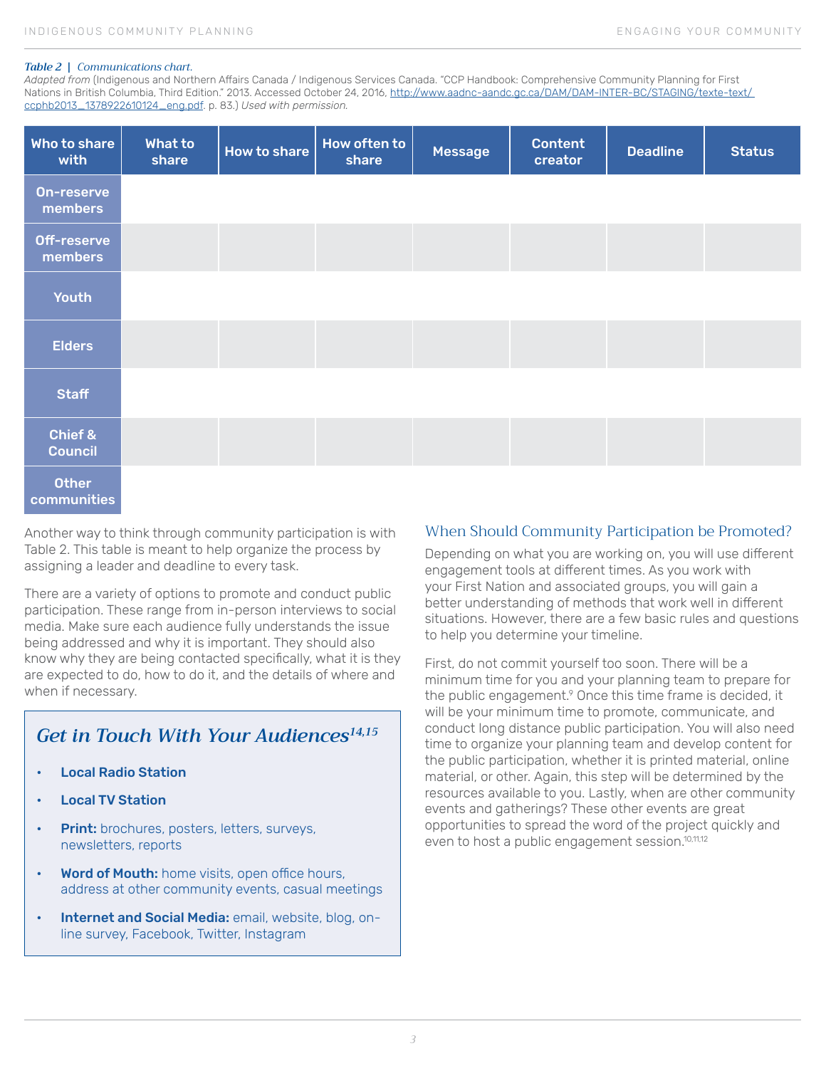*Table 2* | *Communications chart.*
*Adapted from* (Indigenous and Northern Affairs Canada / Indigenous Services Canada. "CCP Handbook: Comprehensive Community Planning for First Nations in British Columbia, Third Edition." 2013. Accessed October 24, 2016, http://www.aadnc-aandc.gc.ca/DAM/DAM-INTER-BC/STAGING/texte-text/ccphb2013_1378922610124_eng.pdf. p. 83.) *Used with permission.*

| Who to share with | What to share | How to share | How often to share | Message | Content creator | Deadline | Status |
|---|---|---|---|---|---|---|---|
| On-reserve members | | | | | | | |
| Off-reserve members | | | | | | | |
| Youth | | | | | | | |
| Elders | | | | | | | |
| Staff | | | | | | | |
| Chief & Council | | | | | | | |
| Other communities | | | | | | | |

Another way to think through community participation is with Table 2. This table is meant to help organize the process by assigning a leader and deadline to every task.

There are a variety of options to promote and conduct public participation. These range from in-person interviews to social media. Make sure each audience fully understands the issue being addressed and why it is important. They should also know why they are being contacted specifically, what it is they are expected to do, how to do it, and the details of where and when if necessary.

### *Get in Touch With Your Audiences*[14,15]

- **Local Radio Station**
- **Local TV Station**
- **Print:** brochures, posters, letters, surveys, newsletters, reports
- **Word of Mouth:** home visits, open office hours, address at other community events, casual meetings
- **Internet and Social Media:** email, website, blog, on-line survey, Facebook, Twitter, Instagram

## When Should Community Participation be Promoted?

Depending on what you are working on, you will use different engagement tools at different times. As you work with your First Nation and associated groups, you will gain a better understanding of methods that work well in different situations. However, there are a few basic rules and questions to help you determine your timeline.

First, do not commit yourself too soon. There will be a minimum time for you and your planning team to prepare for the public engagement.[9] Once this time frame is decided, it will be your minimum time to promote, communicate, and conduct long distance public participation. You will also need time to organize your planning team and develop content for the public participation, whether it is printed material, online material, or other. Again, this step will be determined by the resources available to you. Lastly, when are other community events and gatherings? These other events are great opportunities to spread the word of the project quickly and even to host a public engagement session.[10,11,12]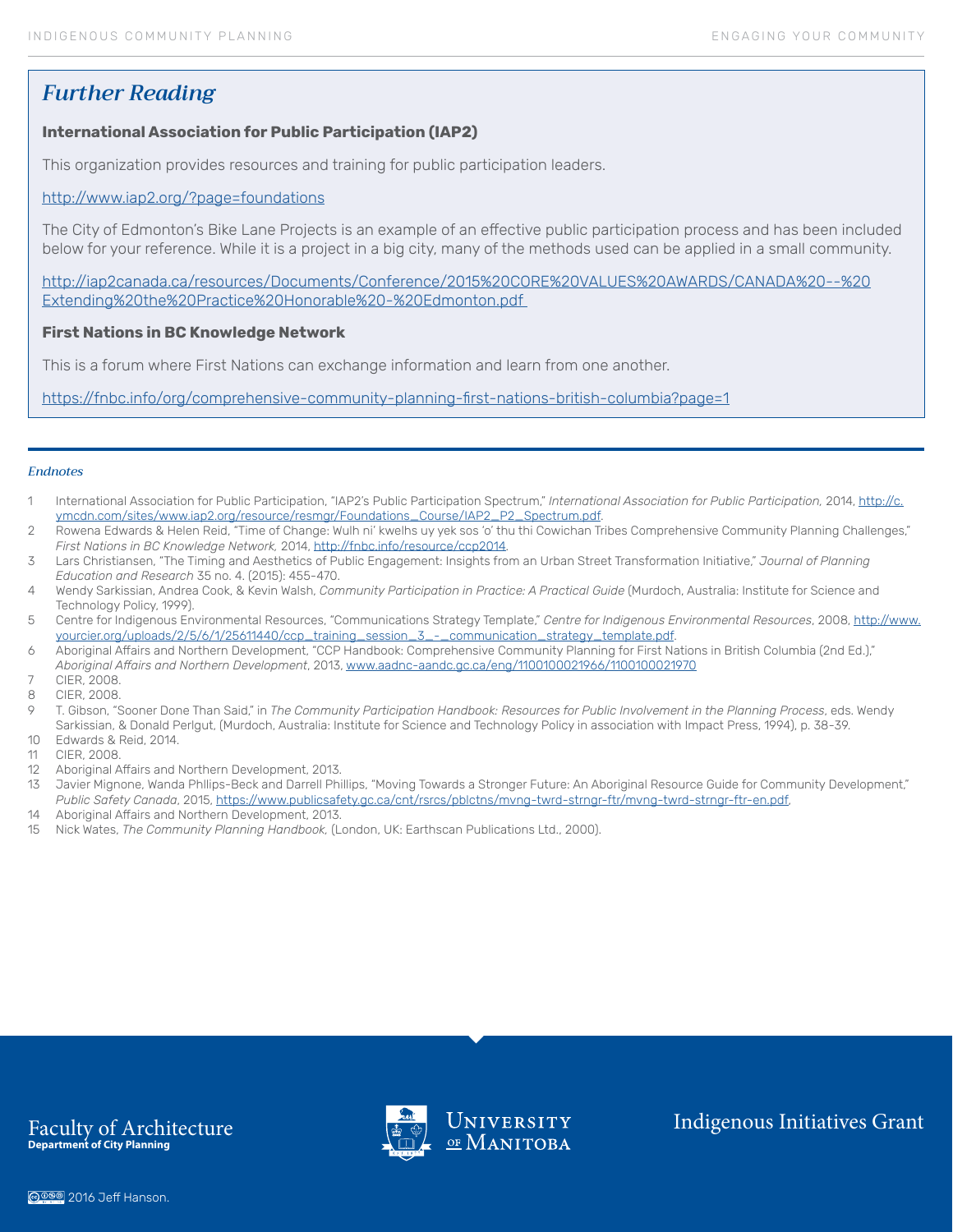## Further Reading

**International Association for Public Participation (IAP2)**

This organization provides resources and training for public participation leaders.

http://www.iap2.org/?page=foundations

The City of Edmonton's Bike Lane Projects is an example of an effective public participation process and has been included below for your reference. While it is a project in a big city, many of the methods used can be applied in a small community.

http://iap2canada.ca/resources/Documents/Conference/2015%20CORE%20VALUES%20AWARDS/CANADA%20--%20Extending%20the%20Practice%20Honorable%20-%20Edmonton.pdf

**First Nations in BC Knowledge Network**

This is a forum where First Nations can exchange information and learn from one another.

https://fnbc.info/org/comprehensive-community-planning-first-nations-british-columbia?page=1

### Endnotes

1. International Association for Public Participation, "IAP2's Public Participation Spectrum," *International Association for Public Participation,* 2014, http://c.ymcdn.com/sites/www.iap2.org/resource/resmgr/Foundations_Course/IAP2_P2_Spectrum.pdf.
2. Rowena Edwards & Helen Reid, "Time of Change: Wulh ni' kwelhs uy yek sos 'o' thu thi Cowichan Tribes Comprehensive Community Planning Challenges," *First Nations in BC Knowledge Network,* 2014, http://fnbc.info/resource/ccp2014.
3. Lars Christiansen, "The Timing and Aesthetics of Public Engagement: Insights from an Urban Street Transformation Initiative," *Journal of Planning Education and Research* 35 no. 4. (2015): 455-470.
4. Wendy Sarkissian, Andrea Cook, & Kevin Walsh, *Community Participation in Practice: A Practical Guide* (Murdoch, Australia: Institute for Science and Technology Policy, 1999).
5. Centre for Indigenous Environmental Resources, "Communications Strategy Template," *Centre for Indigenous Environmental Resources*, 2008, http://www.yourcier.org/uploads/2/5/6/1/25611440/ccp_training_session_3_-_communication_strategy_template.pdf.
6. Aboriginal Affairs and Northern Development, "CCP Handbook: Comprehensive Community Planning for First Nations in British Columbia (2nd Ed.)," *Aboriginal Affairs and Northern Development*, 2013, www.aadnc-aandc.gc.ca/eng/1100100021966/1100100021970
7. CIER, 2008.
8. CIER, 2008.
9. T. Gibson, "Sooner Done Than Said," in *The Community Participation Handbook: Resources for Public Involvement in the Planning Process*, eds. Wendy Sarkissian, & Donald Perlgut, (Murdoch, Australia: Institute for Science and Technology Policy in association with Impact Press, 1994), p. 38-39.
10. Edwards & Reid, 2014.
11. CIER, 2008.
12. Aboriginal Affairs and Northern Development, 2013.
13. Javier Mignone, Wanda Phllips-Beck and Darrell Phillips, "Moving Towards a Stronger Future: An Aboriginal Resource Guide for Community Development," *Public Safety Canada*, 2015, https://www.publicsafety.gc.ca/cnt/rsrcs/pblctns/mvng-twrd-strngr-ftr/mvng-twrd-strngr-ftr-en.pdf.
14. Aboriginal Affairs and Northern Development, 2013.
15. Nick Wates, *The Community Planning Handbook,* (London, UK: Earthscan Publications Ltd., 2000).

Faculty of Architecture
**Department of City Planning**

University of Manitoba

Indigenous Initiatives Grant

2016 Jeff Hanson.